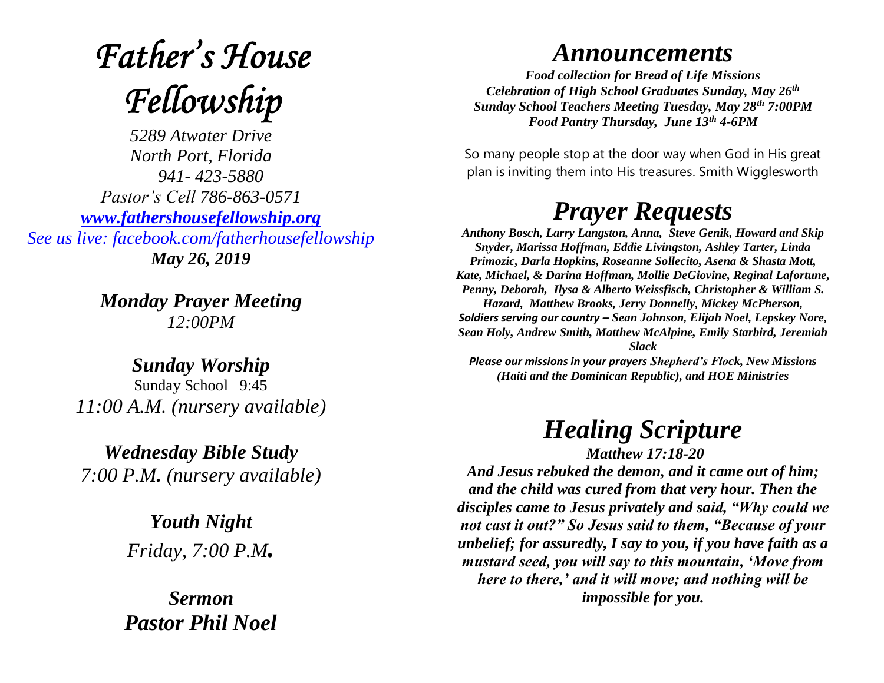# *Father's House Fellowship*

*5289 Atwater Drive*
*North Port, Florida*
*941- 423-5880*
*Pastor's Cell 786-863-0571*
*[www.fathershousefellowship.org](http://www.fathershousefellowship.org)*
*See us live: facebook.com/fatherhousefellowship*
***May 26, 2019***

***Monday Prayer Meeting***
*12:00PM*

***Sunday Worship***
Sunday School 9:45
*11:00 A.M. (nursery available)*

***Wednesday Bible Study***
*7:00 P.M. (nursery available)*

***Youth Night***
*Friday, 7:00 P.M.*

***Sermon***
***Pastor Phil Noel***

## *Announcements*

***Food collection for Bread of Life Missions***
***Celebration of High School Graduates Sunday, May 26th***
***Sunday School Teachers Meeting Tuesday, May 28th 7:00PM***
***Food Pantry Thursday, June 13th 4-6PM***

So many people stop at the door way when God in His great plan is inviting them into His treasures. Smith Wigglesworth

## *Prayer Requests*

***Anthony Bosch, Larry Langston, Anna, Steve Genik, Howard and Skip Snyder, Marissa Hoffman, Eddie Livingston, Ashley Tarter, Linda Primozic, Darla Hopkins, Roseanne Sollecito, Asena & Shasta Mott, Kate, Michael, & Darina Hoffman, Mollie DeGiovine, Reginal Lafortune, Penny, Deborah, Ilysa & Alberto Weissfisch, Christopher & William S. Hazard, Matthew Brooks, Jerry Donnelly, Mickey McPherson, Soldiers serving our country – Sean Johnson, Elijah Noel, Lepskey Nore, Sean Holy, Andrew Smith, Matthew McAlpine, Emily Starbird, Jeremiah Slack***

***Please our missions in your prayers Shepherd's Flock, New Missions (Haiti and the Dominican Republic), and HOE Ministries***

## *Healing Scripture*

***Matthew 17:18-20***

***And Jesus rebuked the demon, and it came out of him; and the child was cured from that very hour. Then the disciples came to Jesus privately and said, "Why could we not cast it out?" So Jesus said to them, "Because of your unbelief; for assuredly, I say to you, if you have faith as a mustard seed, you will say to this mountain, 'Move from here to there,' and it will move; and nothing will be impossible for you.***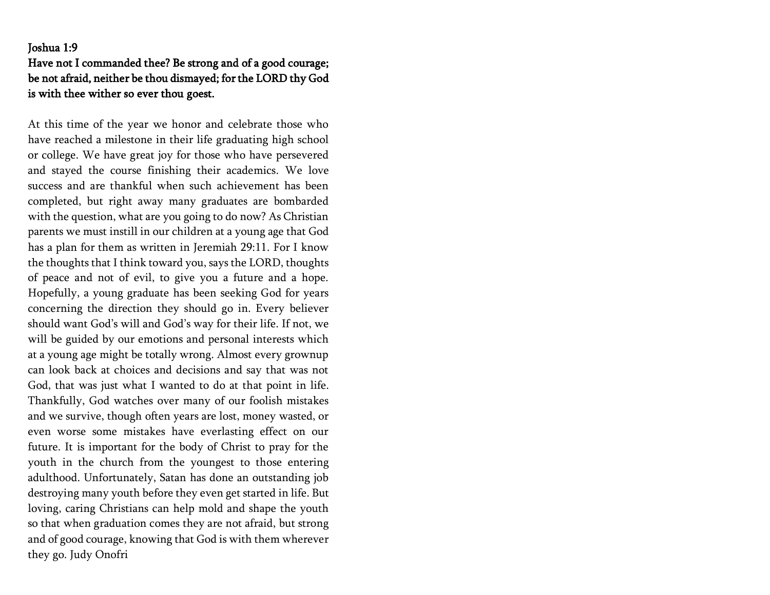**Joshua 1:9**
**Have not I commanded thee? Be strong and of a good courage; be not afraid, neither be thou dismayed; for the LORD thy God is with thee wither so ever thou goest.**

At this time of the year we honor and celebrate those who have reached a milestone in their life graduating high school or college. We have great joy for those who have persevered and stayed the course finishing their academics. We love success and are thankful when such achievement has been completed, but right away many graduates are bombarded with the question, what are you going to do now? As Christian parents we must instill in our children at a young age that God has a plan for them as written in Jeremiah 29:11. For I know the thoughts that I think toward you, says the LORD, thoughts of peace and not of evil, to give you a future and a hope. Hopefully, a young graduate has been seeking God for years concerning the direction they should go in. Every believer should want God's will and God's way for their life. If not, we will be guided by our emotions and personal interests which at a young age might be totally wrong. Almost every grownup can look back at choices and decisions and say that was not God, that was just what I wanted to do at that point in life. Thankfully, God watches over many of our foolish mistakes and we survive, though often years are lost, money wasted, or even worse some mistakes have everlasting effect on our future. It is important for the body of Christ to pray for the youth in the church from the youngest to those entering adulthood. Unfortunately, Satan has done an outstanding job destroying many youth before they even get started in life. But loving, caring Christians can help mold and shape the youth so that when graduation comes they are not afraid, but strong and of good courage, knowing that God is with them wherever they go. Judy Onofri